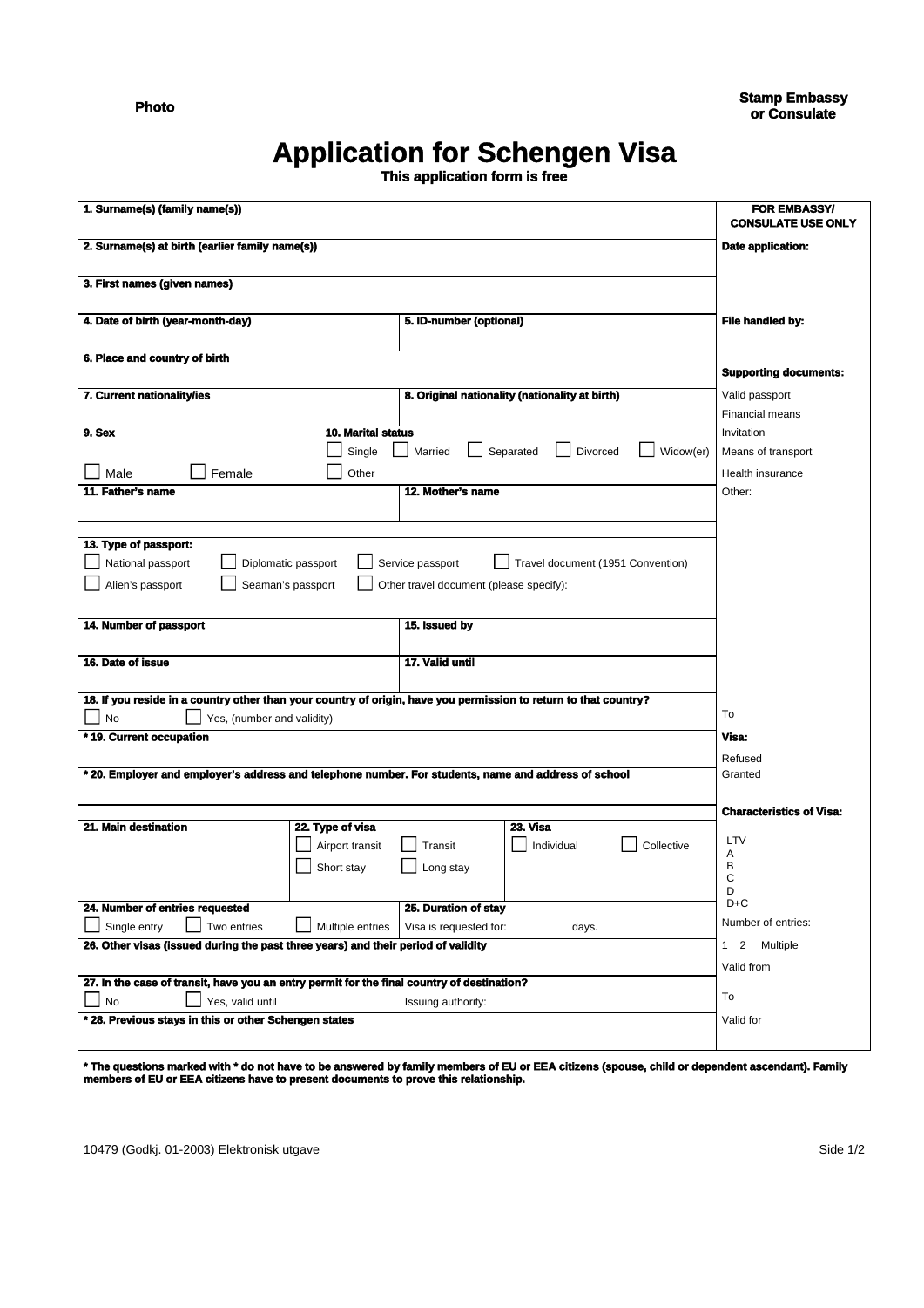Photo

Stamp Embassy or Consulate

# Application for Schengen Visa

**This application form is free**

| | |
|---|---|
| **1. Surname(s) (family name(s))** | **FOR EMBASSY/ CONSULATE USE ONLY** |
| **2. Surname(s) at birth (earlier family name(s))** | **Date application:** |
| **3. First names (given names)** | |
| **4. Date of birth (year-month-day)** / **5. ID-number (optional)** | **File handled by:** |
| **6. Place and country of birth** | **Supporting documents:** |
| **7. Current nationality/ies** / **8. Original nationality (nationality at birth)** | Valid passport<br>Financial means |
| **9. Sex** ☐ Male ☐ Female / **10. Marital status** ☐ Single ☐ Married ☐ Separated ☐ Divorced ☐ Widow(er) ☐ Other | Invitation<br>Means of transport<br>Health insurance |
| **11. Father's name** / **12. Mother's name** | Other: |
| **13. Type of passport:** ☐ National passport ☐ Diplomatic passport ☐ Service passport ☐ Travel document (1951 Convention) ☐ Alien's passport ☐ Seaman's passport ☐ Other travel document (please specify): | |
| **14. Number of passport** / **15. Issued by** | |
| **16. Date of issue** / **17. Valid until** | |
| **18. If you reside in a country other than your country of origin, have you permission to return to that country?** ☐ No ☐ Yes, (number and validity) | To |
| **\* 19. Current occupation** | **Visa:**<br>Refused |
| **\* 20. Employer and employer's address and telephone number. For students, name and address of school** | Granted |
| **21. Main destination** / **22. Type of visa** ☐ Airport transit ☐ Transit ☐ Short stay ☐ Long stay / **23. Visa** ☐ Individual ☐ Collective | **Characteristics of Visa:**<br>LTV<br>A<br>B<br>C<br>D<br>D+C |
| **24. Number of entries requested** ☐ Single entry ☐ Two entries ☐ Multiple entries / **25. Duration of stay** Visa is requested for: days. | Number of entries: |
| **26. Other visas (issued during the past three years) and their period of validity** | 1 2 Multiple<br>Valid from |
| **27. In the case of transit, have you an entry permit for the final country of destination?** ☐ No ☐ Yes, valid until Issuing authority: | To |
| **\* 28. Previous stays in this or other Schengen states** | Valid for |

**\* The questions marked with \* do not have to be answered by family members of EU or EEA citizens (spouse, child or dependent ascendant). Family members of EU or EEA citizens have to present documents to prove this relationship.**

10479 (Godkj. 01-2003) Elektronisk utgave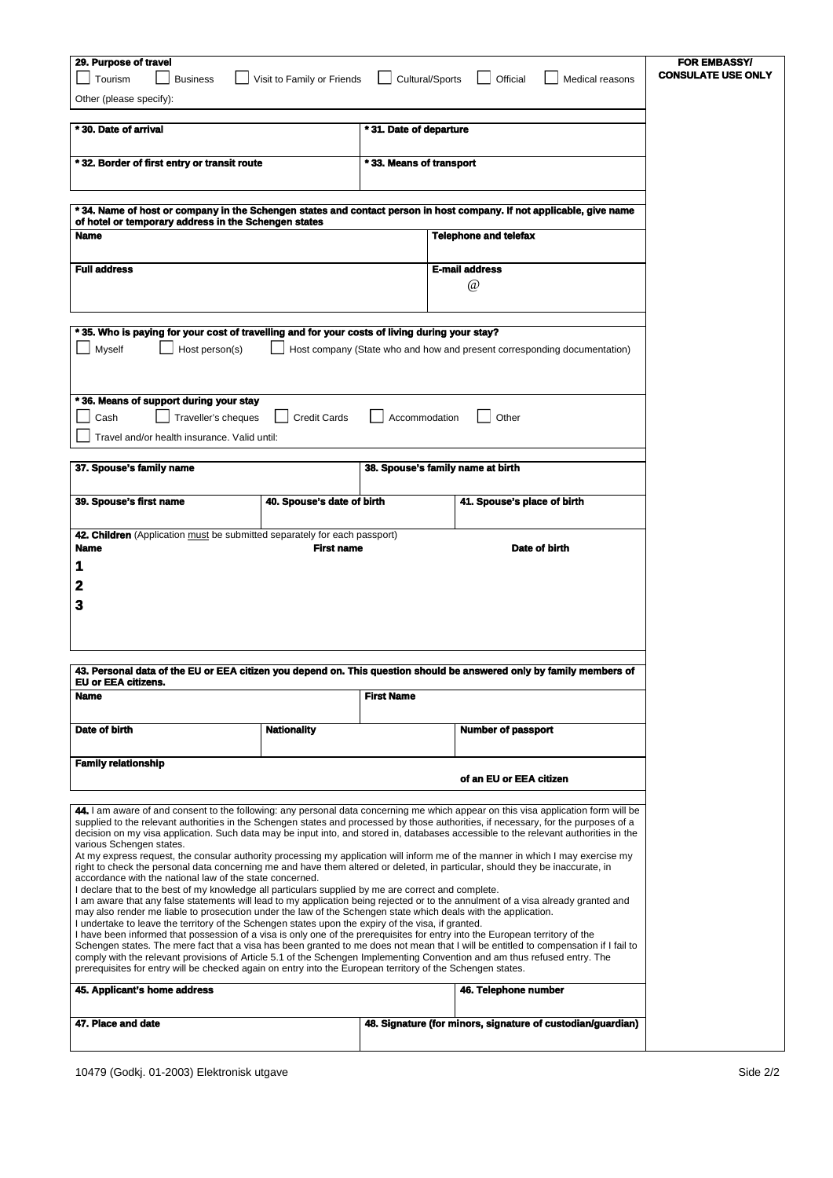**29. Purpose of travel**

☐ Tourism ☐ Business ☐ Visit to Family or Friends ☐ Cultural/Sports ☐ Official ☐ Medical reasons

Other (please specify):

**FOR EMBASSY/ CONSULATE USE ONLY**

| | |
|---|---|
| **\* 30. Date of arrival** | **\* 31. Date of departure** |
| **\* 32. Border of first entry or transit route** | **\* 33. Means of transport** |

**\* 34. Name of host or company in the Schengen states and contact person in host company. If not applicable, give name of hotel or temporary address in the Schengen states**

| | |
|---|---|
| **Name** | **Telephone and telefax** |
| **Full address** | **E-mail address** @ |

**\* 35. Who is paying for your cost of travelling and for your costs of living during your stay?**

☐ Myself ☐ Host person(s) ☐ Host company (State who and how and present corresponding documentation)

**\* 36. Means of support during your stay**

☐ Cash ☐ Traveller's cheques ☐ Credit Cards ☐ Accommodation ☐ Other

☐ Travel and/or health insurance. Valid until:

| | | |
|---|---|---|
| **37. Spouse's family name** | **38. Spouse's family name at birth** | |
| **39. Spouse's first name** | **40. Spouse's date of birth** | **41. Spouse's place of birth** |

**42. Children** (Application must be submitted separately for each passport)

| **Name** | **First name** | **Date of birth** |
|---|---|---|
| **1** | | |
| **2** | | |
| **3** | | |

**43. Personal data of the EU or EEA citizen you depend on. This question should be answered only by family members of EU or EEA citizens.**

| | | |
|---|---|---|
| **Name** | **First Name** | |
| **Date of birth** | **Nationality** | **Number of passport** |
| **Family relationship** | | **of an EU or EEA citizen** |

**44.** I am aware of and consent to the following: any personal data concerning me which appear on this visa application form will be supplied to the relevant authorities in the Schengen states and processed by those authorities, if necessary, for the purposes of a decision on my visa application. Such data may be input into, and stored in, databases accessible to the relevant authorities in the various Schengen states.
At my express request, the consular authority processing my application will inform me of the manner in which I may exercise my right to check the personal data concerning me and have them altered or deleted, in particular, should they be inaccurate, in accordance with the national law of the state concerned.
I declare that to the best of my knowledge all particulars supplied by me are correct and complete.
I am aware that any false statements will lead to my application being rejected or to the annulment of a visa already granted and may also render me liable to prosecution under the law of the Schengen state which deals with the application.
I undertake to leave the territory of the Schengen states upon the expiry of the visa, if granted.
I have been informed that possession of a visa is only one of the prerequisites for entry into the European territory of the Schengen states. The mere fact that a visa has been granted to me does not mean that I will be entitled to compensation if I fail to comply with the relevant provisions of Article 5.1 of the Schengen Implementing Convention and am thus refused entry. The prerequisites for entry will be checked again on entry into the European territory of the Schengen states.

| | |
|---|---|
| **45. Applicant's home address** | **46. Telephone number** |
| **47. Place and date** | **48. Signature (for minors, signature of custodian/guardian)** |

10479 (Godkj. 01-2003) Elektronisk utgave